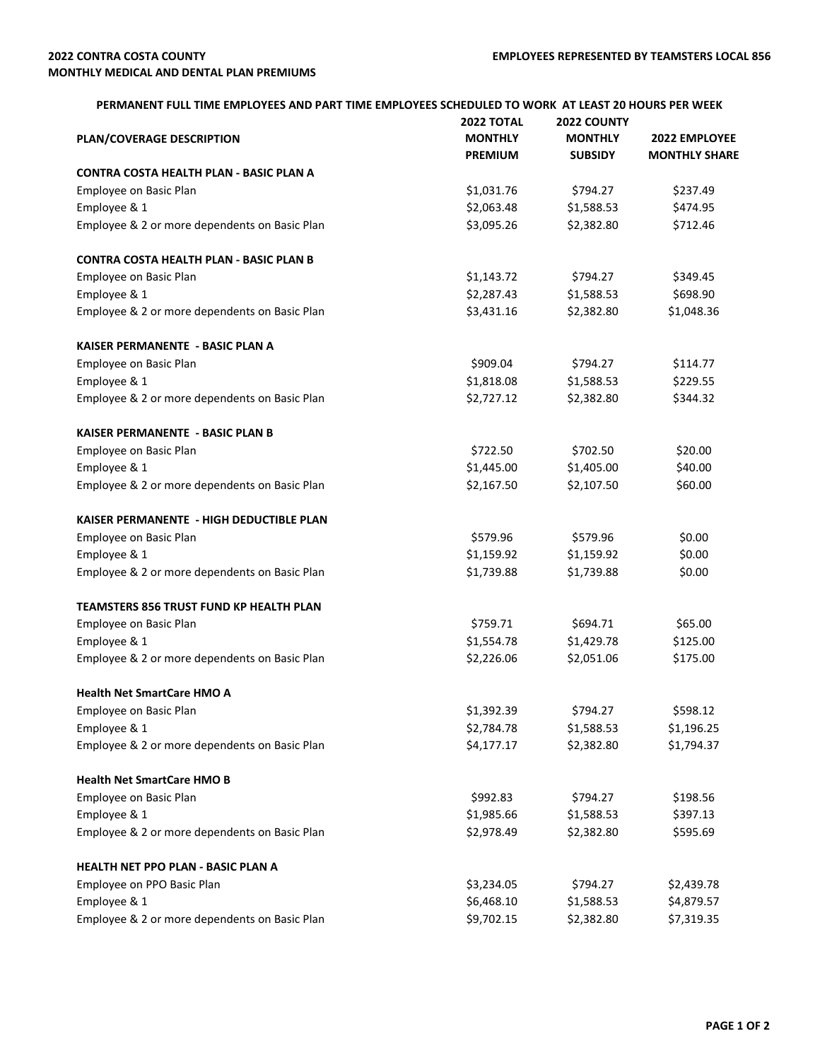**2022 CONTRA COSTA COUNTY**
**MONTHLY MEDICAL AND DENTAL PLAN PREMIUMS**

**EMPLOYEES REPRESENTED BY TEAMSTERS LOCAL 856**

**PERMANENT FULL TIME EMPLOYEES AND PART TIME EMPLOYEES SCHEDULED TO WORK AT LEAST 20 HOURS PER WEEK**

| PLAN/COVERAGE DESCRIPTION | 2022 TOTAL MONTHLY PREMIUM | 2022 COUNTY MONTHLY SUBSIDY | 2022 EMPLOYEE MONTHLY SHARE |
|---|---|---|---|
| **CONTRA COSTA HEALTH PLAN - BASIC PLAN A** | | | |
| Employee on Basic Plan | $1,031.76 | $794.27 | $237.49 |
| Employee & 1 | $2,063.48 | $1,588.53 | $474.95 |
| Employee & 2 or more dependents on Basic Plan | $3,095.26 | $2,382.80 | $712.46 |
| **CONTRA COSTA HEALTH PLAN - BASIC PLAN B** | | | |
| Employee on Basic Plan | $1,143.72 | $794.27 | $349.45 |
| Employee & 1 | $2,287.43 | $1,588.53 | $698.90 |
| Employee & 2 or more dependents on Basic Plan | $3,431.16 | $2,382.80 | $1,048.36 |
| **KAISER PERMANENTE - BASIC PLAN A** | | | |
| Employee on Basic Plan | $909.04 | $794.27 | $114.77 |
| Employee & 1 | $1,818.08 | $1,588.53 | $229.55 |
| Employee & 2 or more dependents on Basic Plan | $2,727.12 | $2,382.80 | $344.32 |
| **KAISER PERMANENTE - BASIC PLAN B** | | | |
| Employee on Basic Plan | $722.50 | $702.50 | $20.00 |
| Employee & 1 | $1,445.00 | $1,405.00 | $40.00 |
| Employee & 2 or more dependents on Basic Plan | $2,167.50 | $2,107.50 | $60.00 |
| **KAISER PERMANENTE - HIGH DEDUCTIBLE PLAN** | | | |
| Employee on Basic Plan | $579.96 | $579.96 | $0.00 |
| Employee & 1 | $1,159.92 | $1,159.92 | $0.00 |
| Employee & 2 or more dependents on Basic Plan | $1,739.88 | $1,739.88 | $0.00 |
| **TEAMSTERS 856 TRUST FUND KP HEALTH PLAN** | | | |
| Employee on Basic Plan | $759.71 | $694.71 | $65.00 |
| Employee & 1 | $1,554.78 | $1,429.78 | $125.00 |
| Employee & 2 or more dependents on Basic Plan | $2,226.06 | $2,051.06 | $175.00 |
| **Health Net SmartCare HMO A** | | | |
| Employee on Basic Plan | $1,392.39 | $794.27 | $598.12 |
| Employee & 1 | $2,784.78 | $1,588.53 | $1,196.25 |
| Employee & 2 or more dependents on Basic Plan | $4,177.17 | $2,382.80 | $1,794.37 |
| **Health Net SmartCare HMO B** | | | |
| Employee on Basic Plan | $992.83 | $794.27 | $198.56 |
| Employee & 1 | $1,985.66 | $1,588.53 | $397.13 |
| Employee & 2 or more dependents on Basic Plan | $2,978.49 | $2,382.80 | $595.69 |
| **HEALTH NET PPO PLAN - BASIC PLAN A** | | | |
| Employee on PPO Basic Plan | $3,234.05 | $794.27 | $2,439.78 |
| Employee & 1 | $6,468.10 | $1,588.53 | $4,879.57 |
| Employee & 2 or more dependents on Basic Plan | $9,702.15 | $2,382.80 | $7,319.35 |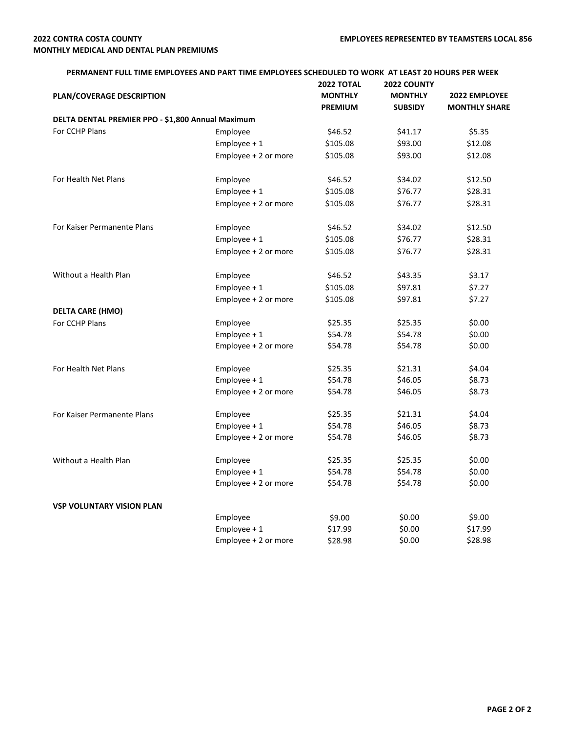**2022 CONTRA COSTA COUNTY**
**MONTHLY MEDICAL AND DENTAL PLAN PREMIUMS**

**EMPLOYEES REPRESENTED BY TEAMSTERS LOCAL 856**

**PERMANENT FULL TIME EMPLOYEES AND PART TIME EMPLOYEES SCHEDULED TO WORK AT LEAST 20 HOURS PER WEEK**

| PLAN/COVERAGE DESCRIPTION | | 2022 TOTAL MONTHLY PREMIUM | 2022 COUNTY MONTHLY SUBSIDY | 2022 EMPLOYEE MONTHLY SHARE |
|---|---|---|---|---|
| **DELTA DENTAL PREMIER PPO - $1,800 Annual Maximum** | | | | |
| For CCHP Plans | Employee | $46.52 | $41.17 | $5.35 |
| | Employee + 1 | $105.08 | $93.00 | $12.08 |
| | Employee + 2 or more | $105.08 | $93.00 | $12.08 |
| For Health Net Plans | Employee | $46.52 | $34.02 | $12.50 |
| | Employee + 1 | $105.08 | $76.77 | $28.31 |
| | Employee + 2 or more | $105.08 | $76.77 | $28.31 |
| For Kaiser Permanente Plans | Employee | $46.52 | $34.02 | $12.50 |
| | Employee + 1 | $105.08 | $76.77 | $28.31 |
| | Employee + 2 or more | $105.08 | $76.77 | $28.31 |
| Without a Health Plan | Employee | $46.52 | $43.35 | $3.17 |
| | Employee + 1 | $105.08 | $97.81 | $7.27 |
| | Employee + 2 or more | $105.08 | $97.81 | $7.27 |
| **DELTA CARE (HMO)** | | | | |
| For CCHP Plans | Employee | $25.35 | $25.35 | $0.00 |
| | Employee + 1 | $54.78 | $54.78 | $0.00 |
| | Employee + 2 or more | $54.78 | $54.78 | $0.00 |
| For Health Net Plans | Employee | $25.35 | $21.31 | $4.04 |
| | Employee + 1 | $54.78 | $46.05 | $8.73 |
| | Employee + 2 or more | $54.78 | $46.05 | $8.73 |
| For Kaiser Permanente Plans | Employee | $25.35 | $21.31 | $4.04 |
| | Employee + 1 | $54.78 | $46.05 | $8.73 |
| | Employee + 2 or more | $54.78 | $46.05 | $8.73 |
| Without a Health Plan | Employee | $25.35 | $25.35 | $0.00 |
| | Employee + 1 | $54.78 | $54.78 | $0.00 |
| | Employee + 2 or more | $54.78 | $54.78 | $0.00 |
| **VSP VOLUNTARY VISION PLAN** | | | | |
| | Employee | $9.00 | $0.00 | $9.00 |
| | Employee + 1 | $17.99 | $0.00 | $17.99 |
| | Employee + 2 or more | $28.98 | $0.00 | $28.98 |